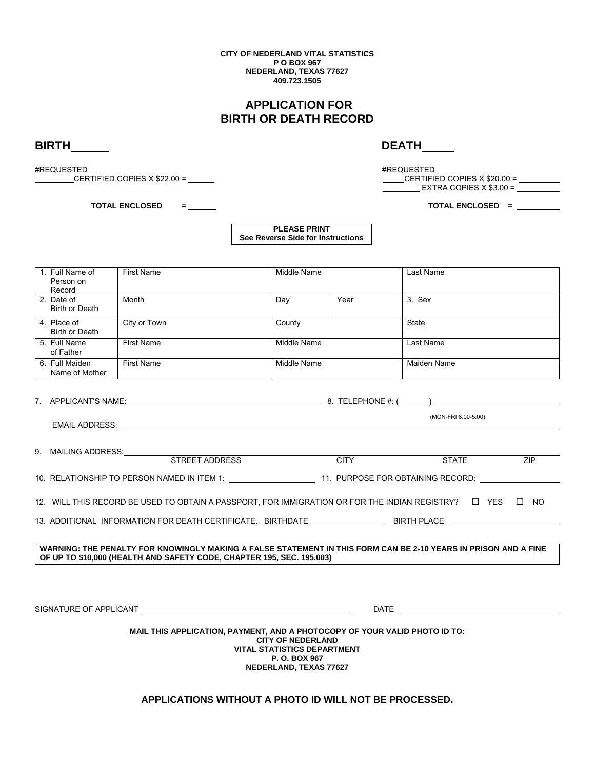**CITY OF NEDERLAND VITAL STATISTICS**
**P O BOX 967**
**NEDERLAND, TEXAS 77627**
**409.723.1505**

# APPLICATION FOR BIRTH OR DEATH RECORD

## BIRTH______

#REQUESTED
________CERTIFIED COPIES X $22.00 = ______

**TOTAL ENCLOSED** = ______

## DEATH_____

#REQUESTED
_____CERTIFIED COPIES X $20.00 = ________
________ EXTRA COPIES X $3.00 = ________

**TOTAL ENCLOSED =** ________

**PLEASE PRINT**
**See Reverse Side for Instructions**

| | | | | |
|---|---|---|---|---|
| 1. Full Name of Person on Record | First Name | Middle Name | | Last Name |
| 2. Date of Birth or Death | Month | Day | Year | 3. Sex |
| 4. Place of Birth or Death | City or Town | County | | State |
| 5. Full Name of Father | First Name | Middle Name | | Last Name |
| 6. Full Maiden Name of Mother | First Name | Middle Name | | Maiden Name |

7. APPLICANT'S NAME:________________________ 8. TELEPHONE #: (______)________________
(MON-FRI 8:00-5:00)

EMAIL ADDRESS: ________________________________________________

9. MAILING ADDRESS:______________________________________________
STREET ADDRESS CITY STATE ZIP

10. RELATIONSHIP TO PERSON NAMED IN ITEM 1: ________________ 11. PURPOSE FOR OBTAINING RECORD: ________________

12. WILL THIS RECORD BE USED TO OBTAIN A PASSPORT, FOR IMMIGRATION OR FOR THE INDIAN REGISTRY? ☐ YES ☐ NO

13. ADDITIONAL INFORMATION FOR DEATH CERTIFICATE. BIRTHDATE ______________ BIRTH PLACE ______________

**WARNING: THE PENALTY FOR KNOWINGLY MAKING A FALSE STATEMENT IN THIS FORM CAN BE 2-10 YEARS IN PRISON AND A FINE OF UP TO $10,000 (HEALTH AND SAFETY CODE, CHAPTER 195, SEC. 195.003)**

SIGNATURE OF APPLICANT ________________________________ DATE ________________________

**MAIL THIS APPLICATION, PAYMENT, AND A PHOTOCOPY OF YOUR VALID PHOTO ID TO:**
**CITY OF NEDERLAND**
**VITAL STATISTICS DEPARTMENT**
**P. O. BOX 967**
**NEDERLAND, TEXAS 77627**

**APPLICATIONS WITHOUT A PHOTO ID WILL NOT BE PROCESSED.**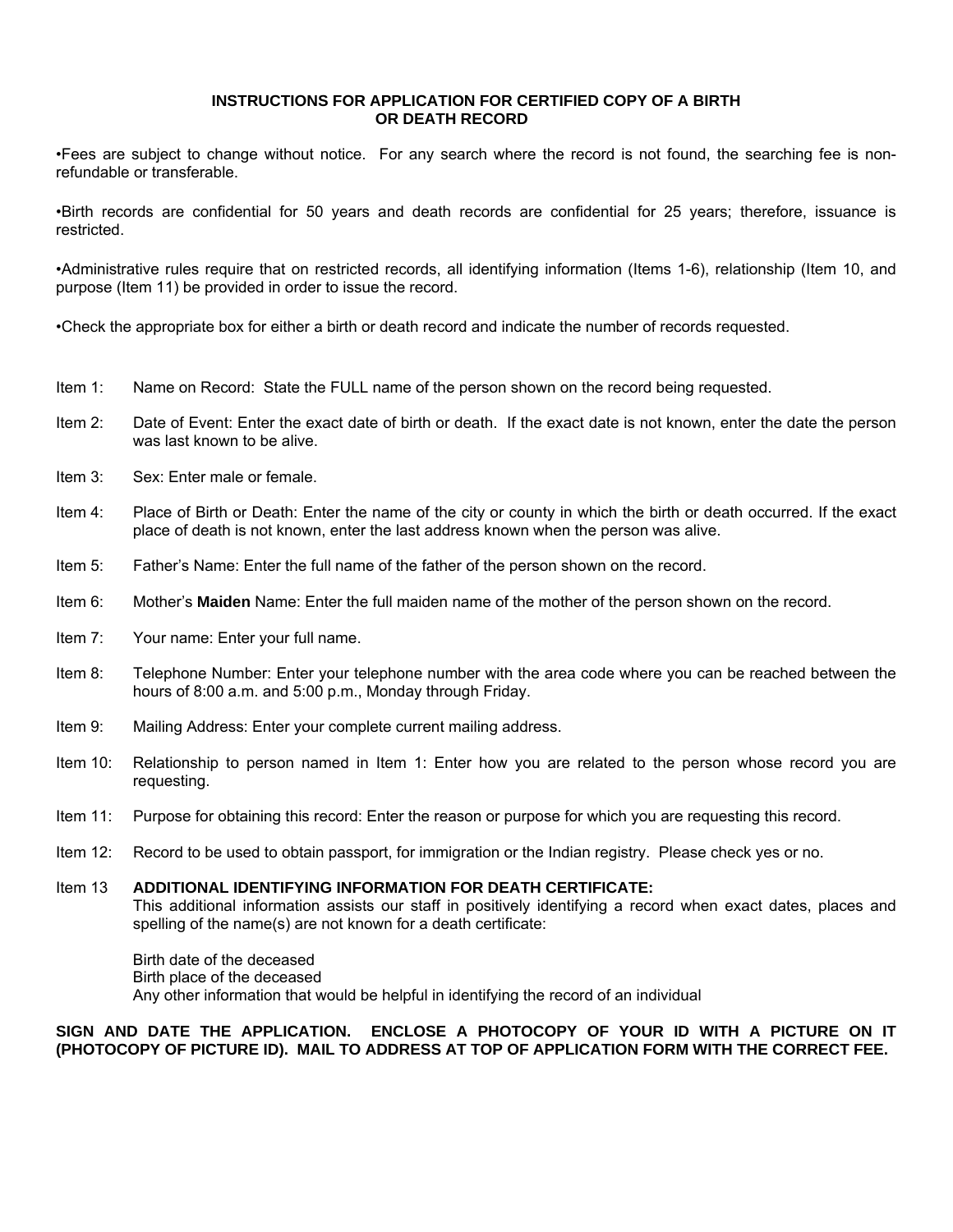# INSTRUCTIONS FOR APPLICATION FOR CERTIFIED COPY OF A BIRTH OR DEATH RECORD

•Fees are subject to change without notice. For any search where the record is not found, the searching fee is non-refundable or transferable.

•Birth records are confidential for 50 years and death records are confidential for 25 years; therefore, issuance is restricted.

•Administrative rules require that on restricted records, all identifying information (Items 1-6), relationship (Item 10, and purpose (Item 11) be provided in order to issue the record.

•Check the appropriate box for either a birth or death record and indicate the number of records requested.

Item 1: Name on Record: State the FULL name of the person shown on the record being requested.

Item 2: Date of Event: Enter the exact date of birth or death. If the exact date is not known, enter the date the person was last known to be alive.

Item 3: Sex: Enter male or female.

Item 4: Place of Birth or Death: Enter the name of the city or county in which the birth or death occurred. If the exact place of death is not known, enter the last address known when the person was alive.

Item 5: Father's Name: Enter the full name of the father of the person shown on the record.

Item 6: Mother's **Maiden** Name: Enter the full maiden name of the mother of the person shown on the record.

Item 7: Your name: Enter your full name.

Item 8: Telephone Number: Enter your telephone number with the area code where you can be reached between the hours of 8:00 a.m. and 5:00 p.m., Monday through Friday.

Item 9: Mailing Address: Enter your complete current mailing address.

Item 10: Relationship to person named in Item 1: Enter how you are related to the person whose record you are requesting.

Item 11: Purpose for obtaining this record: Enter the reason or purpose for which you are requesting this record.

Item 12: Record to be used to obtain passport, for immigration or the Indian registry. Please check yes or no.

Item 13 **ADDITIONAL IDENTIFYING INFORMATION FOR DEATH CERTIFICATE:**
This additional information assists our staff in positively identifying a record when exact dates, places and spelling of the name(s) are not known for a death certificate:

Birth date of the deceased
Birth place of the deceased
Any other information that would be helpful in identifying the record of an individual

**SIGN AND DATE THE APPLICATION. ENCLOSE A PHOTOCOPY OF YOUR ID WITH A PICTURE ON IT (PHOTOCOPY OF PICTURE ID). MAIL TO ADDRESS AT TOP OF APPLICATION FORM WITH THE CORRECT FEE.**